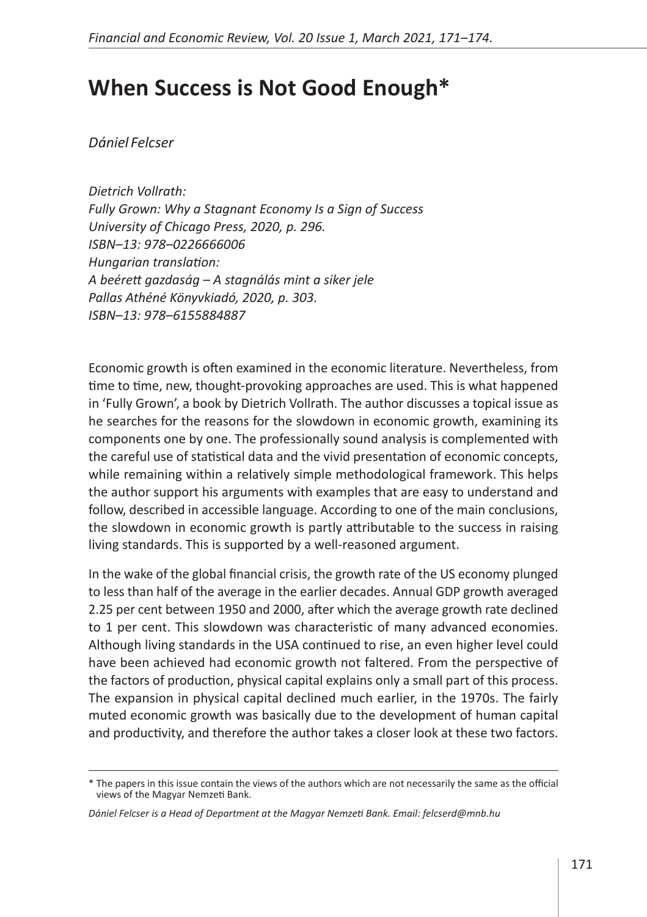# When Success is Not Good Enough*

*Dániel Felcser*

*Dietrich Vollrath:*
*Fully Grown: Why a Stagnant Economy Is a Sign of Success*
*University of Chicago Press, 2020, p. 296.*
*ISBN–13: 978–0226666006*
*Hungarian translation:*
*A beérett gazdaság – A stagnálás mint a siker jele*
*Pallas Athéné Könyvkiadó, 2020, p. 303.*
*ISBN–13: 978–6155884887*

Economic growth is often examined in the economic literature. Nevertheless, from time to time, new, thought-provoking approaches are used. This is what happened in 'Fully Grown', a book by Dietrich Vollrath. The author discusses a topical issue as he searches for the reasons for the slowdown in economic growth, examining its components one by one. The professionally sound analysis is complemented with the careful use of statistical data and the vivid presentation of economic concepts, while remaining within a relatively simple methodological framework. This helps the author support his arguments with examples that are easy to understand and follow, described in accessible language. According to one of the main conclusions, the slowdown in economic growth is partly attributable to the success in raising living standards. This is supported by a well-reasoned argument.

In the wake of the global financial crisis, the growth rate of the US economy plunged to less than half of the average in the earlier decades. Annual GDP growth averaged 2.25 per cent between 1950 and 2000, after which the average growth rate declined to 1 per cent. This slowdown was characteristic of many advanced economies. Although living standards in the USA continued to rise, an even higher level could have been achieved had economic growth not faltered. From the perspective of the factors of production, physical capital explains only a small part of this process. The expansion in physical capital declined much earlier, in the 1970s. The fairly muted economic growth was basically due to the development of human capital and productivity, and therefore the author takes a closer look at these two factors.

---

\* The papers in this issue contain the views of the authors which are not necessarily the same as the official views of the Magyar Nemzeti Bank.

*Dániel Felcser is a Head of Department at the Magyar Nemzeti Bank. Email: felcserd@mnb.hu*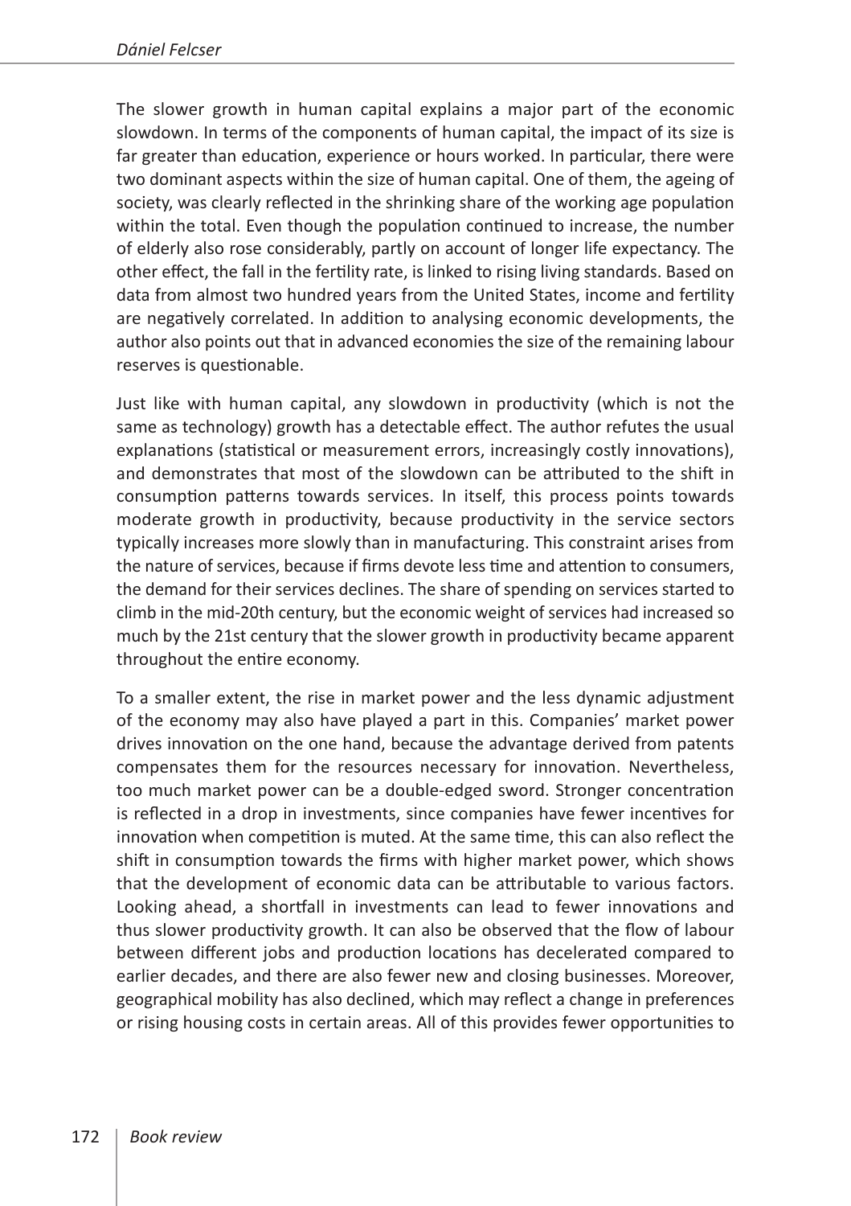The slower growth in human capital explains a major part of the economic slowdown. In terms of the components of human capital, the impact of its size is far greater than education, experience or hours worked. In particular, there were two dominant aspects within the size of human capital. One of them, the ageing of society, was clearly reflected in the shrinking share of the working age population within the total. Even though the population continued to increase, the number of elderly also rose considerably, partly on account of longer life expectancy. The other effect, the fall in the fertility rate, is linked to rising living standards. Based on data from almost two hundred years from the United States, income and fertility are negatively correlated. In addition to analysing economic developments, the author also points out that in advanced economies the size of the remaining labour reserves is questionable.

Just like with human capital, any slowdown in productivity (which is not the same as technology) growth has a detectable effect. The author refutes the usual explanations (statistical or measurement errors, increasingly costly innovations), and demonstrates that most of the slowdown can be attributed to the shift in consumption patterns towards services. In itself, this process points towards moderate growth in productivity, because productivity in the service sectors typically increases more slowly than in manufacturing. This constraint arises from the nature of services, because if firms devote less time and attention to consumers, the demand for their services declines. The share of spending on services started to climb in the mid-20th century, but the economic weight of services had increased so much by the 21st century that the slower growth in productivity became apparent throughout the entire economy.

To a smaller extent, the rise in market power and the less dynamic adjustment of the economy may also have played a part in this. Companies' market power drives innovation on the one hand, because the advantage derived from patents compensates them for the resources necessary for innovation. Nevertheless, too much market power can be a double-edged sword. Stronger concentration is reflected in a drop in investments, since companies have fewer incentives for innovation when competition is muted. At the same time, this can also reflect the shift in consumption towards the firms with higher market power, which shows that the development of economic data can be attributable to various factors. Looking ahead, a shortfall in investments can lead to fewer innovations and thus slower productivity growth. It can also be observed that the flow of labour between different jobs and production locations has decelerated compared to earlier decades, and there are also fewer new and closing businesses. Moreover, geographical mobility has also declined, which may reflect a change in preferences or rising housing costs in certain areas. All of this provides fewer opportunities to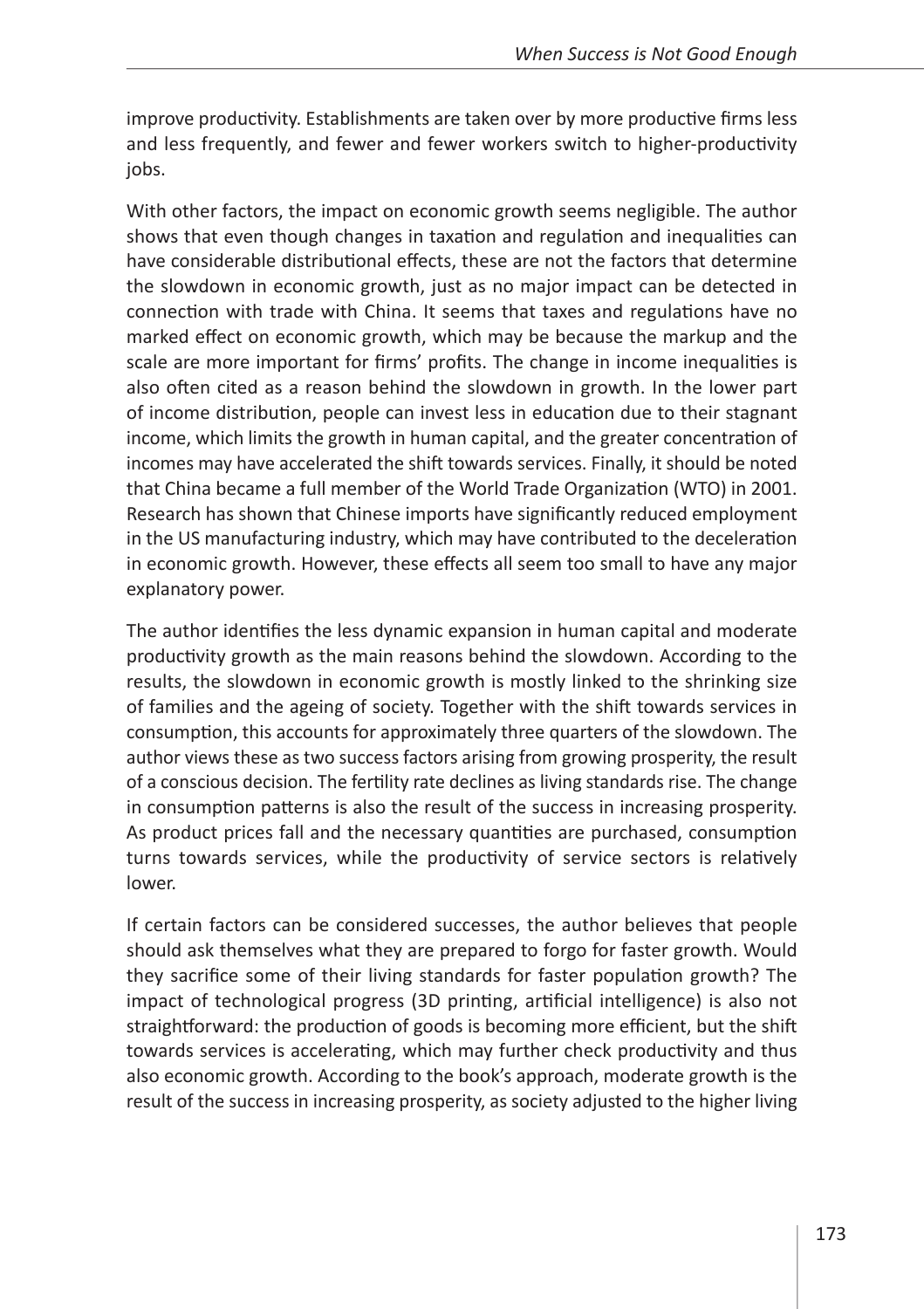improve productivity. Establishments are taken over by more productive firms less and less frequently, and fewer and fewer workers switch to higher-productivity jobs.

With other factors, the impact on economic growth seems negligible. The author shows that even though changes in taxation and regulation and inequalities can have considerable distributional effects, these are not the factors that determine the slowdown in economic growth, just as no major impact can be detected in connection with trade with China. It seems that taxes and regulations have no marked effect on economic growth, which may be because the markup and the scale are more important for firms' profits. The change in income inequalities is also often cited as a reason behind the slowdown in growth. In the lower part of income distribution, people can invest less in education due to their stagnant income, which limits the growth in human capital, and the greater concentration of incomes may have accelerated the shift towards services. Finally, it should be noted that China became a full member of the World Trade Organization (WTO) in 2001. Research has shown that Chinese imports have significantly reduced employment in the US manufacturing industry, which may have contributed to the deceleration in economic growth. However, these effects all seem too small to have any major explanatory power.

The author identifies the less dynamic expansion in human capital and moderate productivity growth as the main reasons behind the slowdown. According to the results, the slowdown in economic growth is mostly linked to the shrinking size of families and the ageing of society. Together with the shift towards services in consumption, this accounts for approximately three quarters of the slowdown. The author views these as two success factors arising from growing prosperity, the result of a conscious decision. The fertility rate declines as living standards rise. The change in consumption patterns is also the result of the success in increasing prosperity. As product prices fall and the necessary quantities are purchased, consumption turns towards services, while the productivity of service sectors is relatively lower.

If certain factors can be considered successes, the author believes that people should ask themselves what they are prepared to forgo for faster growth. Would they sacrifice some of their living standards for faster population growth? The impact of technological progress (3D printing, artificial intelligence) is also not straightforward: the production of goods is becoming more efficient, but the shift towards services is accelerating, which may further check productivity and thus also economic growth. According to the book's approach, moderate growth is the result of the success in increasing prosperity, as society adjusted to the higher living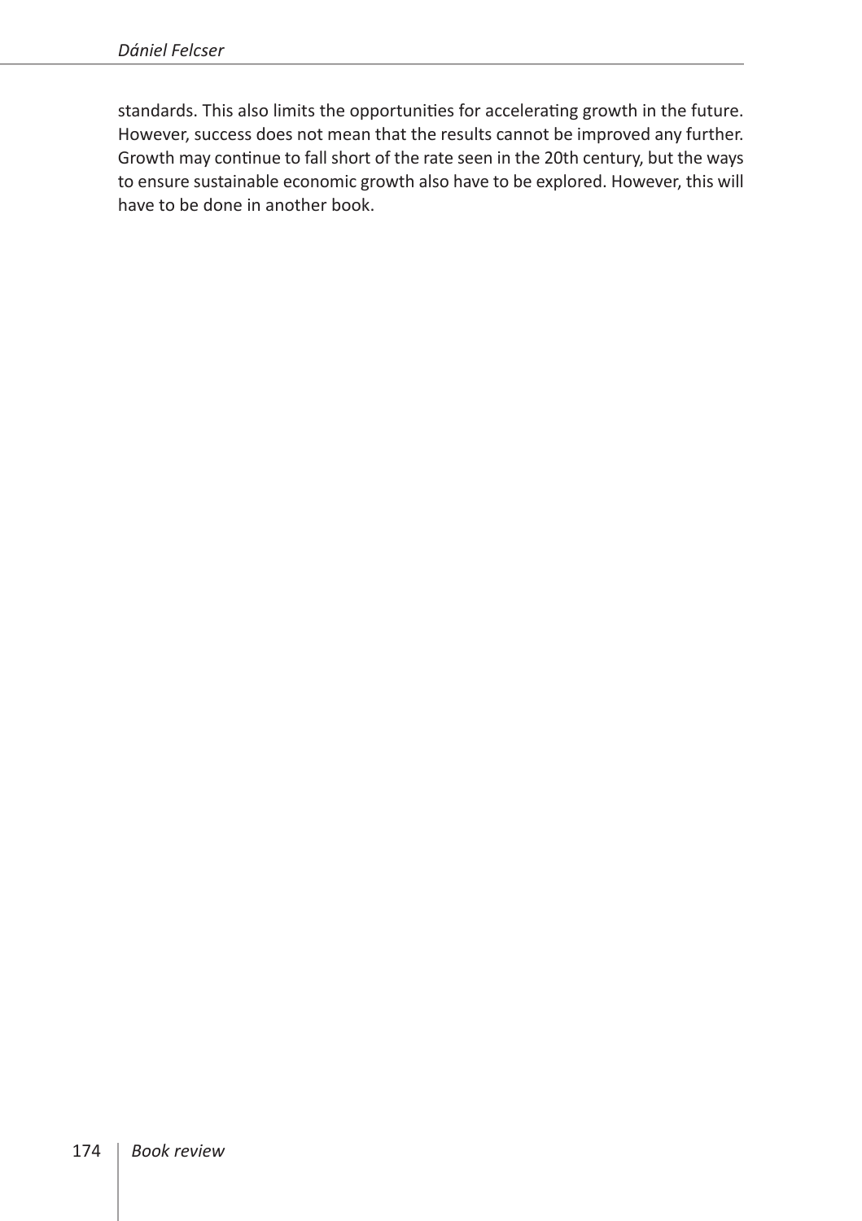standards. This also limits the opportunities for accelerating growth in the future. However, success does not mean that the results cannot be improved any further. Growth may continue to fall short of the rate seen in the 20th century, but the ways to ensure sustainable economic growth also have to be explored. However, this will have to be done in another book.